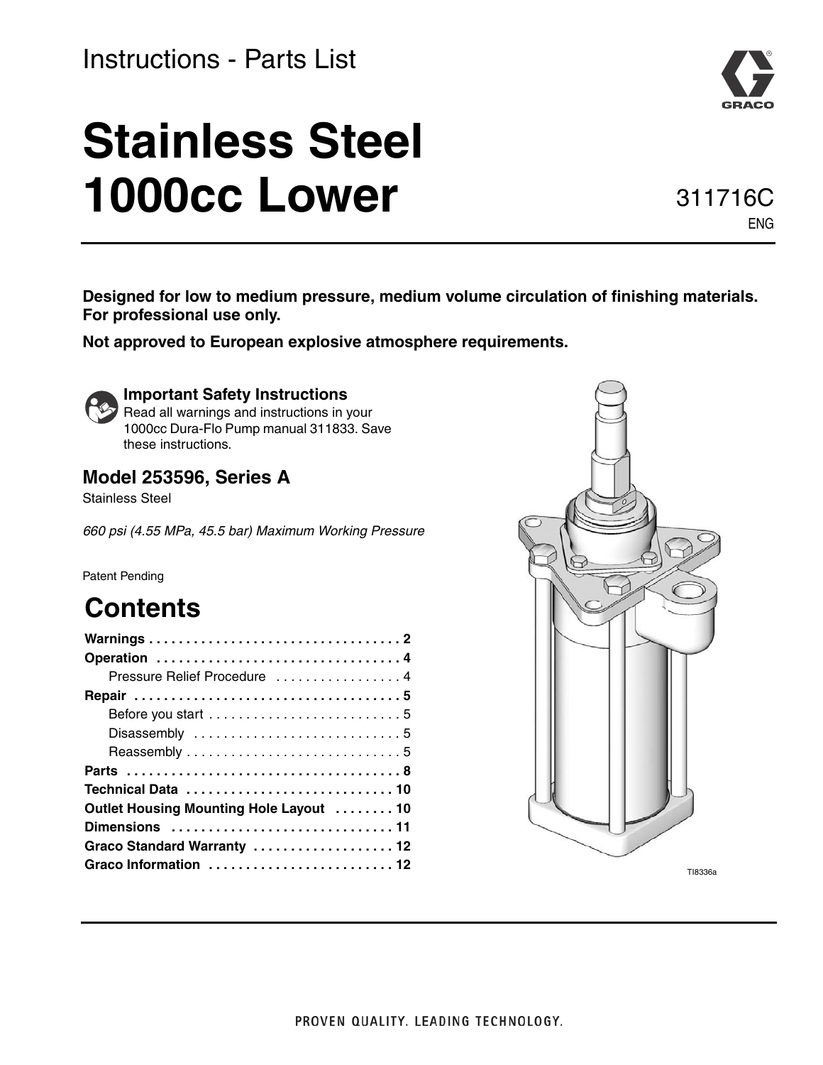Instructions - Parts List

# Stainless Steel 1000cc Lower

311716C
ENG

**Designed for low to medium pressure, medium volume circulation of finishing materials. For professional use only.**

**Not approved to European explosive atmosphere requirements.**

### Important Safety Instructions

Read all warnings and instructions in your 1000cc Dura-Flo Pump manual 311833. Save these instructions.

## Model 253596, Series A

Stainless Steel

*660 psi (4.55 MPa, 45.5 bar) Maximum Working Pressure*

Patent Pending

TI8336a

## Contents

**Warnings** . . . . . . . . . . . . . . . . . . . . . . . . . . . . . . . . . . 2
**Operation** . . . . . . . . . . . . . . . . . . . . . . . . . . . . . . . . . 4
  Pressure Relief Procedure . . . . . . . . . . . . . . . . . 4
**Repair** . . . . . . . . . . . . . . . . . . . . . . . . . . . . . . . . . . . . 5
  Before you start . . . . . . . . . . . . . . . . . . . . . . . . . . 5
  Disassembly . . . . . . . . . . . . . . . . . . . . . . . . . . . . 5
  Reassembly . . . . . . . . . . . . . . . . . . . . . . . . . . . . . 5
**Parts** . . . . . . . . . . . . . . . . . . . . . . . . . . . . . . . . . . . . . 8
**Technical Data** . . . . . . . . . . . . . . . . . . . . . . . . . . . 10
**Outlet Housing Mounting Hole Layout** . . . . . . . . 10
**Dimensions** . . . . . . . . . . . . . . . . . . . . . . . . . . . . . . 11
**Graco Standard Warranty** . . . . . . . . . . . . . . . . . . . 12
**Graco Information** . . . . . . . . . . . . . . . . . . . . . . . . . 12

PROVEN QUALITY. LEADING TECHNOLOGY.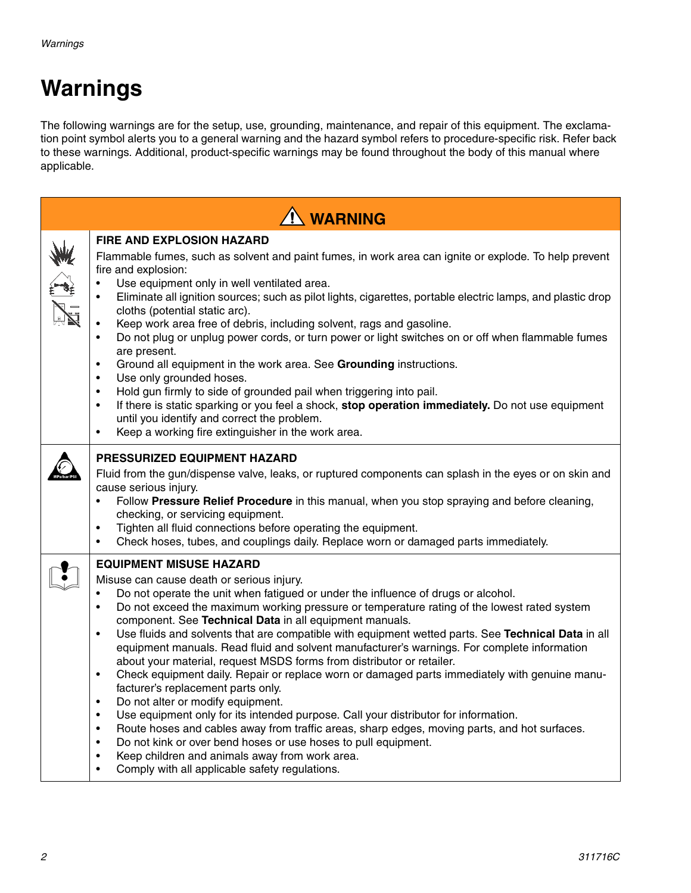# Warnings

The following warnings are for the setup, use, grounding, maintenance, and repair of this equipment. The exclamation point symbol alerts you to a general warning and the hazard symbol refers to procedure-specific risk. Refer back to these warnings. Additional, product-specific warnings may be found throughout the body of this manual where applicable.

## WARNING

### FIRE AND EXPLOSION HAZARD

Flammable fumes, such as solvent and paint fumes, in work area can ignite or explode. To help prevent fire and explosion:

- Use equipment only in well ventilated area.
- Eliminate all ignition sources; such as pilot lights, cigarettes, portable electric lamps, and plastic drop cloths (potential static arc).
- Keep work area free of debris, including solvent, rags and gasoline.
- Do not plug or unplug power cords, or turn power or light switches on or off when flammable fumes are present.
- Ground all equipment in the work area. See **Grounding** instructions.
- Use only grounded hoses.
- Hold gun firmly to side of grounded pail when triggering into pail.
- If there is static sparking or you feel a shock, **stop operation immediately.** Do not use equipment until you identify and correct the problem.
- Keep a working fire extinguisher in the work area.

### PRESSURIZED EQUIPMENT HAZARD

Fluid from the gun/dispense valve, leaks, or ruptured components can splash in the eyes or on skin and cause serious injury.

- Follow **Pressure Relief Procedure** in this manual, when you stop spraying and before cleaning, checking, or servicing equipment.
- Tighten all fluid connections before operating the equipment.
- Check hoses, tubes, and couplings daily. Replace worn or damaged parts immediately.

### EQUIPMENT MISUSE HAZARD

Misuse can cause death or serious injury.

- Do not operate the unit when fatigued or under the influence of drugs or alcohol.
- Do not exceed the maximum working pressure or temperature rating of the lowest rated system component. See **Technical Data** in all equipment manuals.
- Use fluids and solvents that are compatible with equipment wetted parts. See **Technical Data** in all equipment manuals. Read fluid and solvent manufacturer's warnings. For complete information about your material, request MSDS forms from distributor or retailer.
- Check equipment daily. Repair or replace worn or damaged parts immediately with genuine manufacturer's replacement parts only.
- Do not alter or modify equipment.
- Use equipment only for its intended purpose. Call your distributor for information.
- Route hoses and cables away from traffic areas, sharp edges, moving parts, and hot surfaces.
- Do not kink or over bend hoses or use hoses to pull equipment.
- Keep children and animals away from work area.
- Comply with all applicable safety regulations.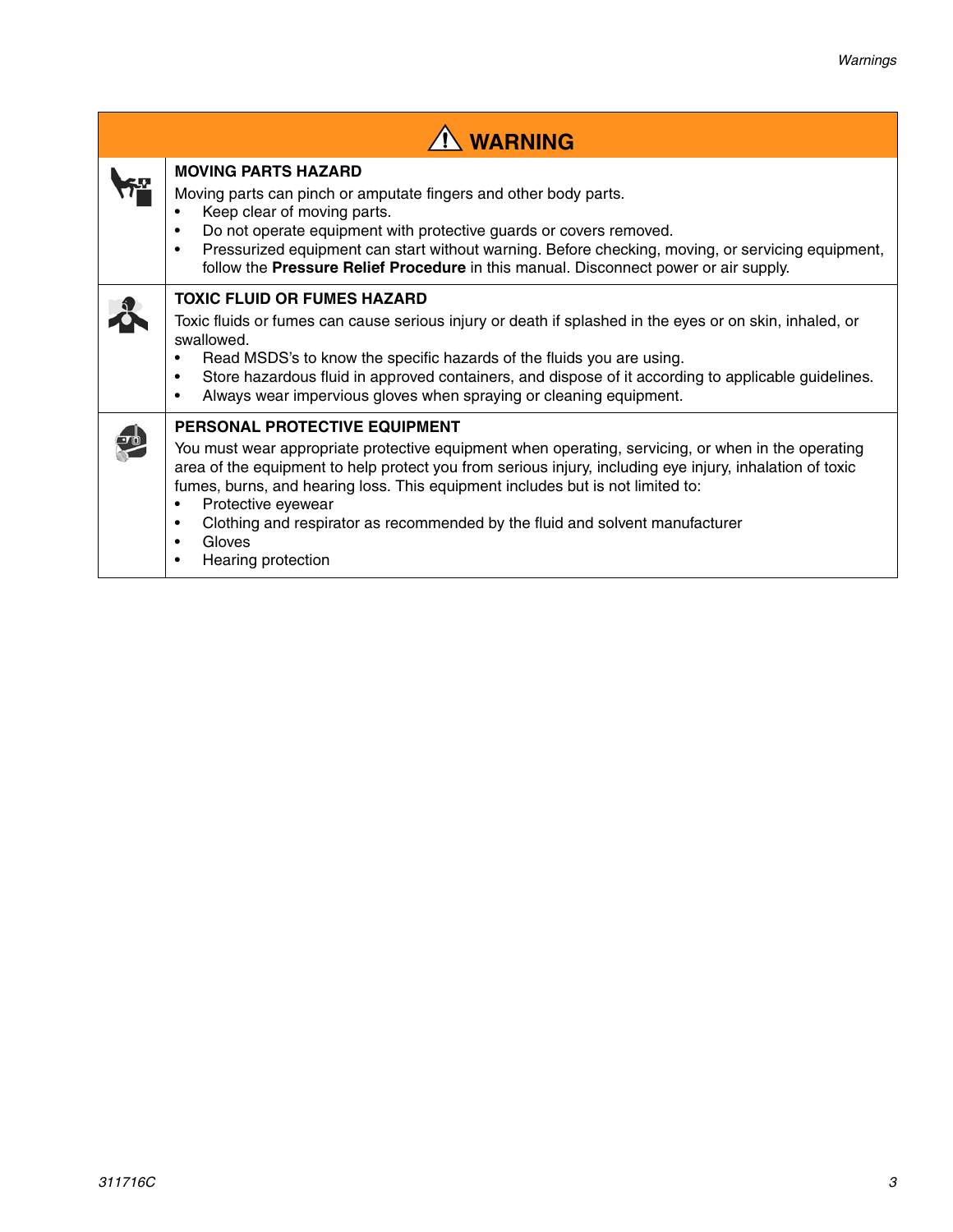## ⚠ WARNING

### MOVING PARTS HAZARD

Moving parts can pinch or amputate fingers and other body parts.

- Keep clear of moving parts.
- Do not operate equipment with protective guards or covers removed.
- Pressurized equipment can start without warning. Before checking, moving, or servicing equipment, follow the **Pressure Relief Procedure** in this manual. Disconnect power or air supply.

### TOXIC FLUID OR FUMES HAZARD

Toxic fluids or fumes can cause serious injury or death if splashed in the eyes or on skin, inhaled, or swallowed.

- Read MSDS's to know the specific hazards of the fluids you are using.
- Store hazardous fluid in approved containers, and dispose of it according to applicable guidelines.
- Always wear impervious gloves when spraying or cleaning equipment.

### PERSONAL PROTECTIVE EQUIPMENT

You must wear appropriate protective equipment when operating, servicing, or when in the operating area of the equipment to help protect you from serious injury, including eye injury, inhalation of toxic fumes, burns, and hearing loss. This equipment includes but is not limited to:

- Protective eyewear
- Clothing and respirator as recommended by the fluid and solvent manufacturer
- Gloves
- Hearing protection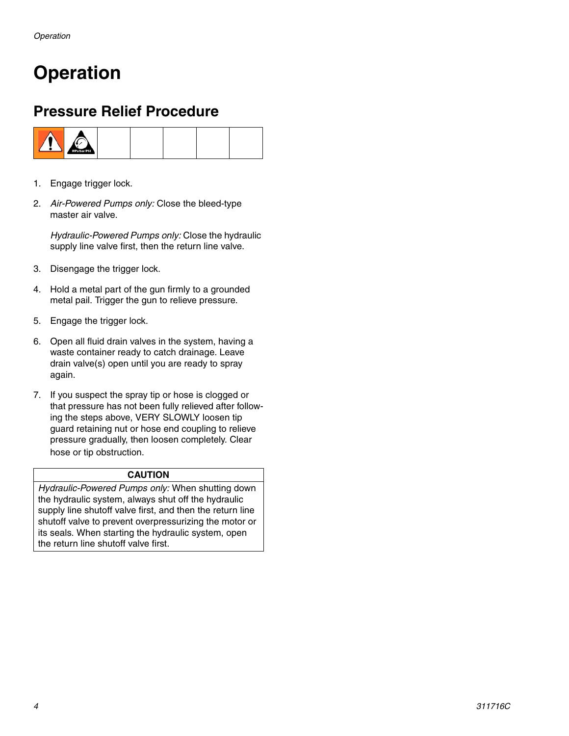# Operation

## Pressure Relief Procedure

1. Engage trigger lock.
2. *Air-Powered Pumps only:* Close the bleed-type master air valve.

   *Hydraulic-Powered Pumps only:* Close the hydraulic supply line valve first, then the return line valve.
3. Disengage the trigger lock.
4. Hold a metal part of the gun firmly to a grounded metal pail. Trigger the gun to relieve pressure.
5. Engage the trigger lock.
6. Open all fluid drain valves in the system, having a waste container ready to catch drainage. Leave drain valve(s) open until you are ready to spray again.
7. If you suspect the spray tip or hose is clogged or that pressure has not been fully relieved after following the steps above, VERY SLOWLY loosen tip guard retaining nut or hose end coupling to relieve pressure gradually, then loosen completely. Clear hose or tip obstruction.

| CAUTION |
| --- |
| *Hydraulic-Powered Pumps only:* When shutting down the hydraulic system, always shut off the hydraulic supply line shutoff valve first, and then the return line shutoff valve to prevent overpressurizing the motor or its seals. When starting the hydraulic system, open the return line shutoff valve first. |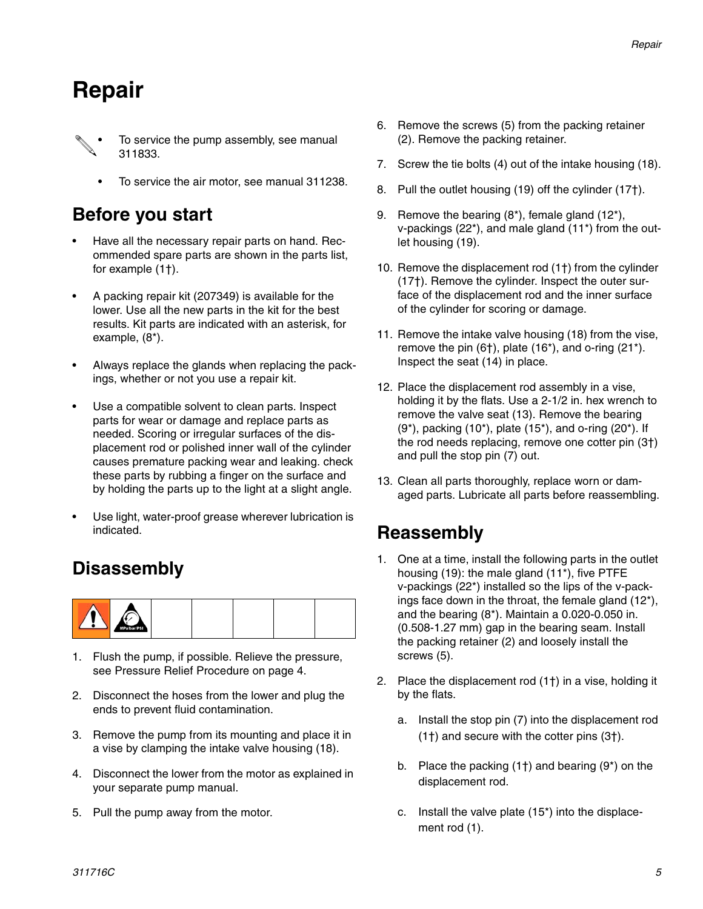# Repair

- To service the pump assembly, see manual 311833.
- To service the air motor, see manual 311238.

## Before you start

- Have all the necessary repair parts on hand. Recommended spare parts are shown in the parts list, for example (1†).
- A packing repair kit (207349) is available for the lower. Use all the new parts in the kit for the best results. Kit parts are indicated with an asterisk, for example, (8*).
- Always replace the glands when replacing the packings, whether or not you use a repair kit.
- Use a compatible solvent to clean parts. Inspect parts for wear or damage and replace parts as needed. Scoring or irregular surfaces of the displacement rod or polished inner wall of the cylinder causes premature packing wear and leaking. check these parts by rubbing a finger on the surface and by holding the parts up to the light at a slight angle.
- Use light, water-proof grease wherever lubrication is indicated.

## Disassembly

1. Flush the pump, if possible. Relieve the pressure, see Pressure Relief Procedure on page 4.
2. Disconnect the hoses from the lower and plug the ends to prevent fluid contamination.
3. Remove the pump from its mounting and place it in a vise by clamping the intake valve housing (18).
4. Disconnect the lower from the motor as explained in your separate pump manual.
5. Pull the pump away from the motor.
6. Remove the screws (5) from the packing retainer (2). Remove the packing retainer.
7. Screw the tie bolts (4) out of the intake housing (18).
8. Pull the outlet housing (19) off the cylinder (17†).
9. Remove the bearing (8*), female gland (12*), v-packings (22*), and male gland (11*) from the outlet housing (19).
10. Remove the displacement rod (1†) from the cylinder (17†). Remove the cylinder. Inspect the outer surface of the displacement rod and the inner surface of the cylinder for scoring or damage.
11. Remove the intake valve housing (18) from the vise, remove the pin (6†), plate (16*), and o-ring (21*). Inspect the seat (14) in place.
12. Place the displacement rod assembly in a vise, holding it by the flats. Use a 2-1/2 in. hex wrench to remove the valve seat (13). Remove the bearing (9*), packing (10*), plate (15*), and o-ring (20*). If the rod needs replacing, remove one cotter pin (3†) and pull the stop pin (7) out.
13. Clean all parts thoroughly, replace worn or damaged parts. Lubricate all parts before reassembling.

## Reassembly

1. One at a time, install the following parts in the outlet housing (19): the male gland (11*), five PTFE v-packings (22*) installed so the lips of the v-packings face down in the throat, the female gland (12*), and the bearing (8*). Maintain a 0.020-0.050 in. (0.508-1.27 mm) gap in the bearing seam. Install the packing retainer (2) and loosely install the screws (5).
2. Place the displacement rod (1†) in a vise, holding it by the flats.
   a. Install the stop pin (7) into the displacement rod (1†) and secure with the cotter pins (3†).
   b. Place the packing (1†) and bearing (9*) on the displacement rod.
   c. Install the valve plate (15*) into the displacement rod (1).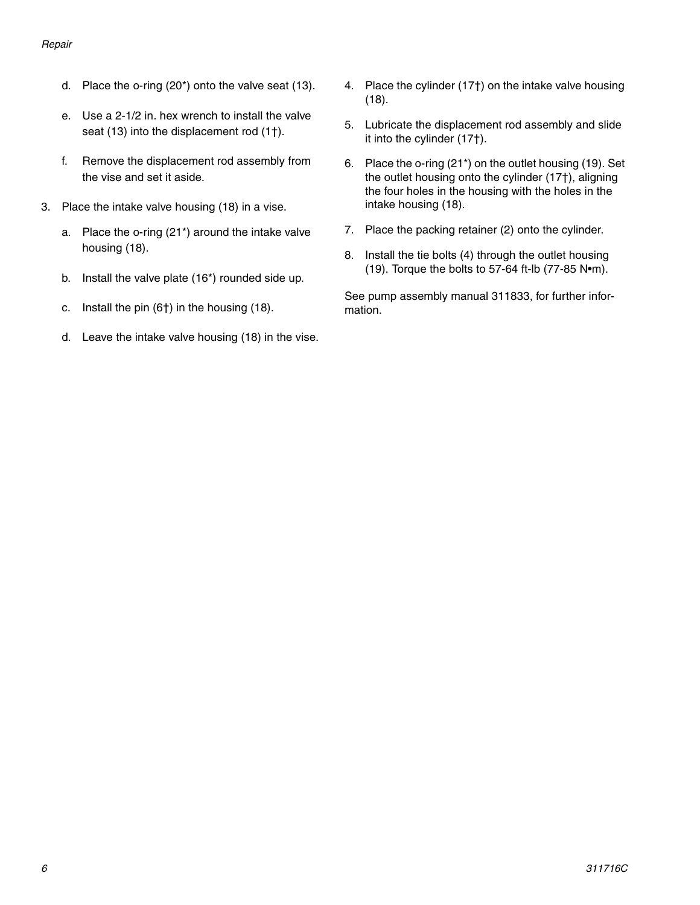d. Place the o-ring (20*) onto the valve seat (13).

e. Use a 2-1/2 in. hex wrench to install the valve seat (13) into the displacement rod (1†).

f. Remove the displacement rod assembly from the vise and set it aside.

3. Place the intake valve housing (18) in a vise.

   a. Place the o-ring (21*) around the intake valve housing (18).

   b. Install the valve plate (16*) rounded side up.

   c. Install the pin (6†) in the housing (18).

   d. Leave the intake valve housing (18) in the vise.

4. Place the cylinder (17†) on the intake valve housing (18).

5. Lubricate the displacement rod assembly and slide it into the cylinder (17†).

6. Place the o-ring (21*) on the outlet housing (19). Set the outlet housing onto the cylinder (17†), aligning the four holes in the housing with the holes in the intake housing (18).

7. Place the packing retainer (2) onto the cylinder.

8. Install the tie bolts (4) through the outlet housing (19). Torque the bolts to 57-64 ft-lb (77-85 N•m).

See pump assembly manual 311833, for further information.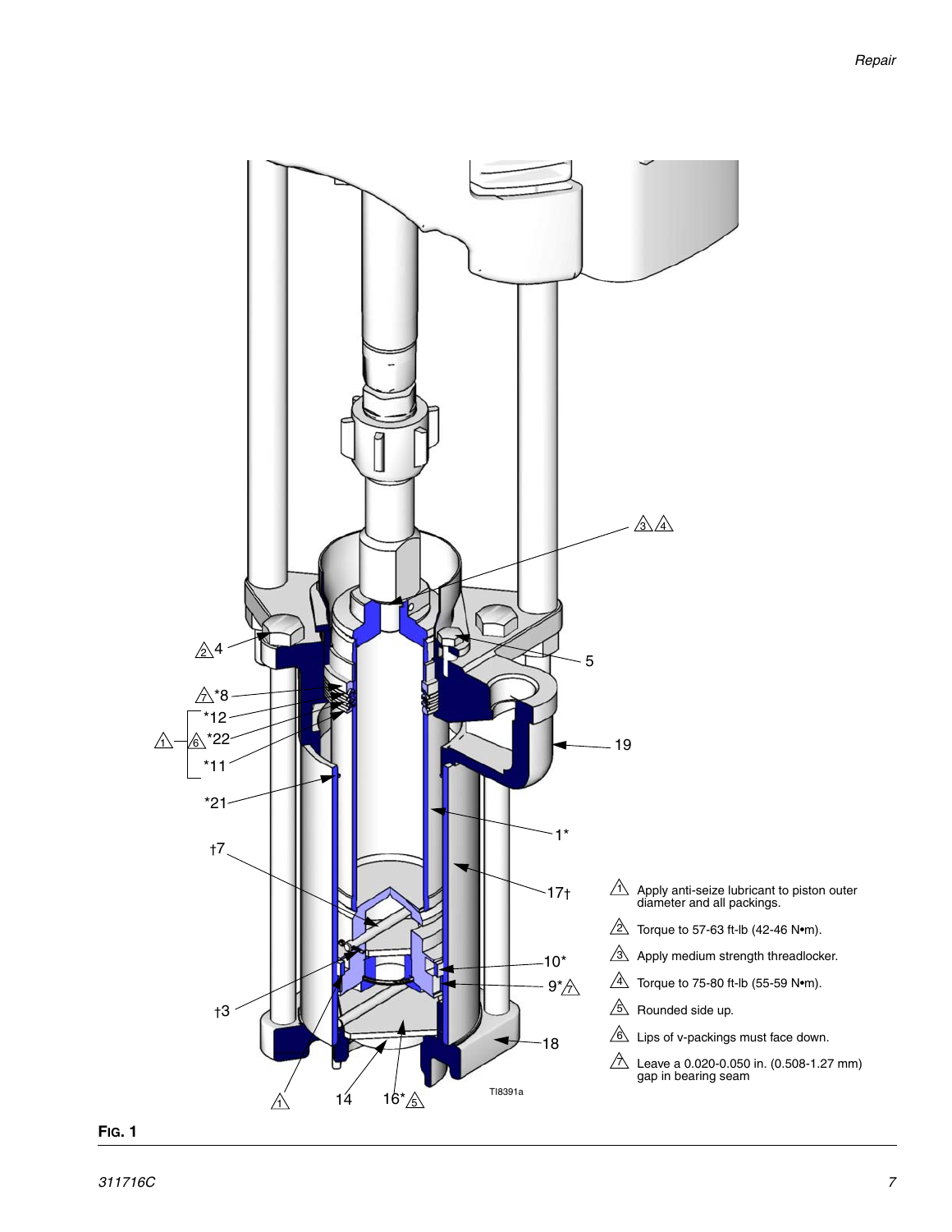1. Apply anti-seize lubricant to piston outer diameter and all packings.
2. Torque to 57-63 ft-lb (42-46 N•m).
3. Apply medium strength threadlocker.
4. Torque to 75-80 ft-lb (55-59 N•m).
5. Rounded side up.
6. Lips of v-packings must face down.
7. Leave a 0.020-0.050 in. (0.508-1.27 mm) gap in bearing seam

**FIG. 1**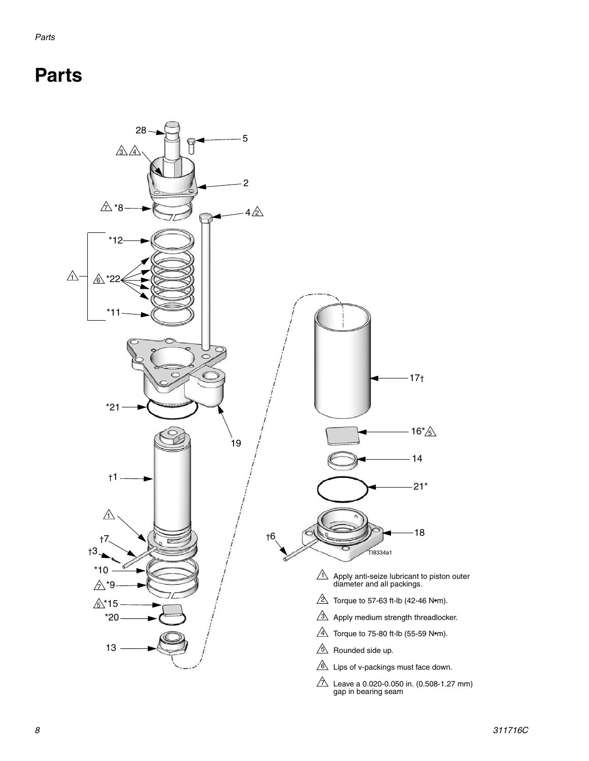# Parts

1. Apply anti-seize lubricant to piston outer diameter and all packings.
2. Torque to 57-63 ft-lb (42-46 N•m).
3. Apply medium strength threadlocker.
4. Torque to 75-80 ft-lb (55-59 N•m).
5. Rounded side up.
6. Lips of v-packings must face down.
7. Leave a 0.020-0.050 in. (0.508-1.27 mm) gap in bearing seam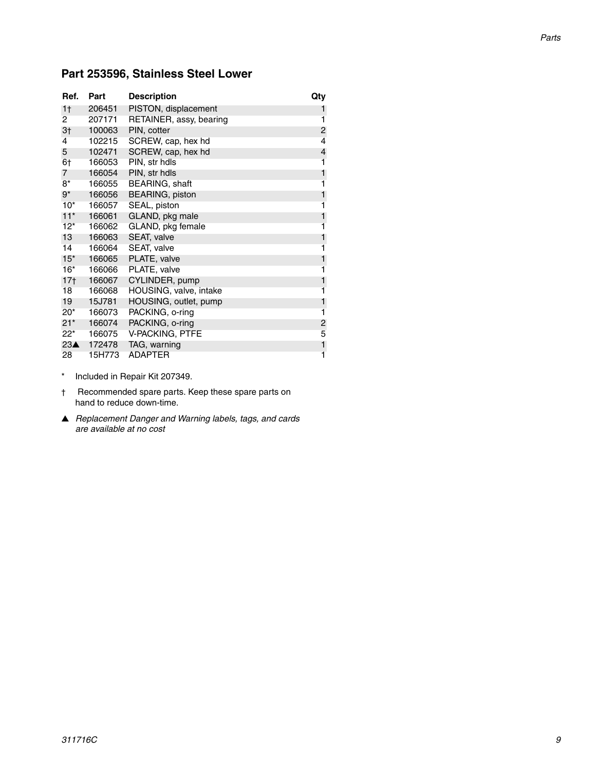## Part 253596, Stainless Steel Lower

| Ref. | Part | Description | Qty |
|---|---|---|---|
| 1† | 206451 | PISTON, displacement | 1 |
| 2 | 207171 | RETAINER, assy, bearing | 1 |
| 3† | 100063 | PIN, cotter | 2 |
| 4 | 102215 | SCREW, cap, hex hd | 4 |
| 5 | 102471 | SCREW, cap, hex hd | 4 |
| 6† | 166053 | PIN, str hdls | 1 |
| 7 | 166054 | PIN, str hdls | 1 |
| 8* | 166055 | BEARING, shaft | 1 |
| 9* | 166056 | BEARING, piston | 1 |
| 10* | 166057 | SEAL, piston | 1 |
| 11* | 166061 | GLAND, pkg male | 1 |
| 12* | 166062 | GLAND, pkg female | 1 |
| 13 | 166063 | SEAT, valve | 1 |
| 14 | 166064 | SEAT, valve | 1 |
| 15* | 166065 | PLATE, valve | 1 |
| 16* | 166066 | PLATE, valve | 1 |
| 17† | 166067 | CYLINDER, pump | 1 |
| 18 | 166068 | HOUSING, valve, intake | 1 |
| 19 | 15J781 | HOUSING, outlet, pump | 1 |
| 20* | 166073 | PACKING, o-ring | 1 |
| 21* | 166074 | PACKING, o-ring | 2 |
| 22* | 166075 | V-PACKING, PTFE | 5 |
| 23▲ | 172478 | TAG, warning | 1 |
| 28 | 15H773 | ADAPTER | 1 |

\* Included in Repair Kit 207349.

† Recommended spare parts. Keep these spare parts on hand to reduce down-time.

▲ *Replacement Danger and Warning labels, tags, and cards are available at no cost*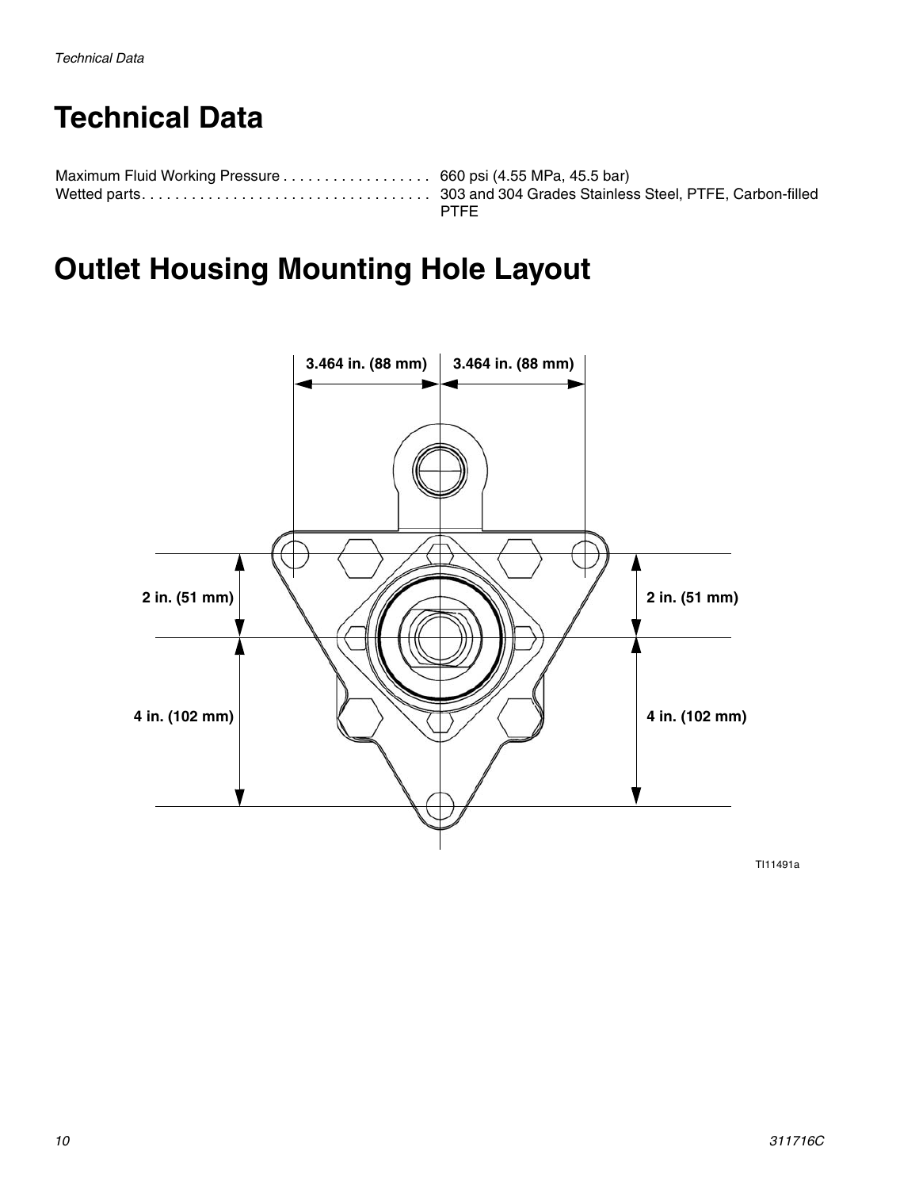# Technical Data

| | |
|---|---|
| Maximum Fluid Working Pressure | 660 psi (4.55 MPa, 45.5 bar) |
| Wetted parts | 303 and 304 Grades Stainless Steel, PTFE, Carbon-filled PTFE |

# Outlet Housing Mounting Hole Layout

3.464 in. (88 mm) 3.464 in. (88 mm)

2 in. (51 mm) 2 in. (51 mm)

4 in. (102 mm) 4 in. (102 mm)

TI11491a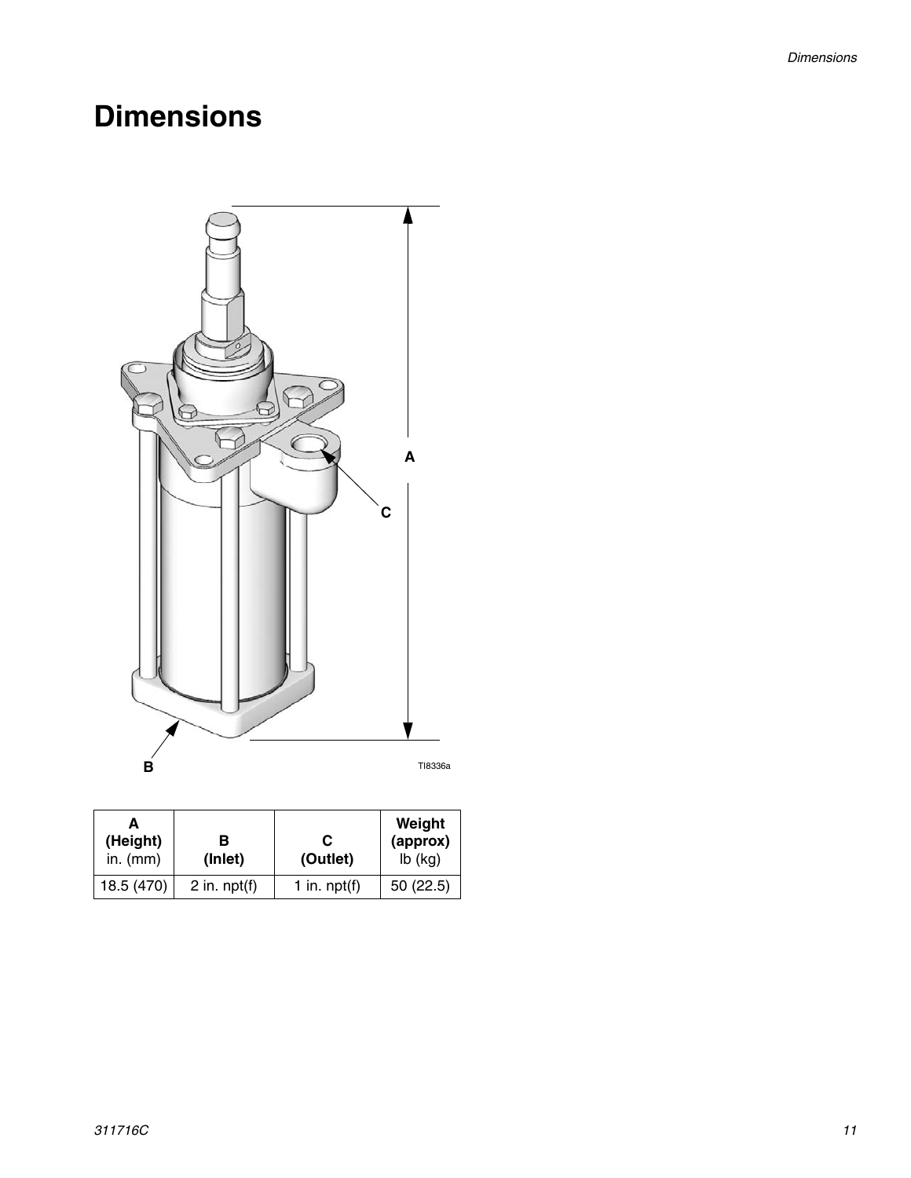# Dimensions

| A (Height) in. (mm) | B (Inlet) | C (Outlet) | Weight (approx) lb (kg) |
|---|---|---|---|
| 18.5 (470) | 2 in. npt(f) | 1 in. npt(f) | 50 (22.5) |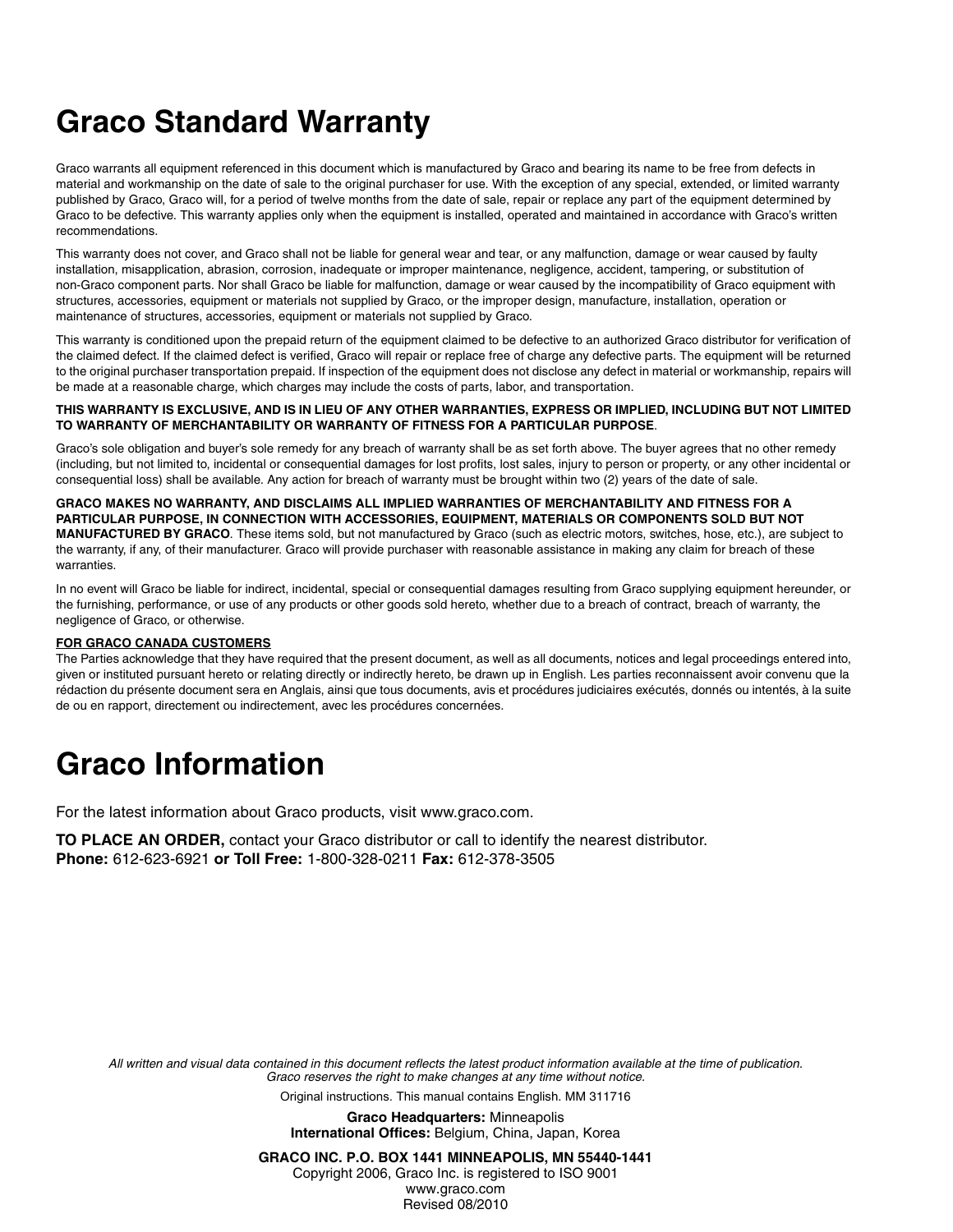# Graco Standard Warranty

Graco warrants all equipment referenced in this document which is manufactured by Graco and bearing its name to be free from defects in material and workmanship on the date of sale to the original purchaser for use. With the exception of any special, extended, or limited warranty published by Graco, Graco will, for a period of twelve months from the date of sale, repair or replace any part of the equipment determined by Graco to be defective. This warranty applies only when the equipment is installed, operated and maintained in accordance with Graco's written recommendations.

This warranty does not cover, and Graco shall not be liable for general wear and tear, or any malfunction, damage or wear caused by faulty installation, misapplication, abrasion, corrosion, inadequate or improper maintenance, negligence, accident, tampering, or substitution of non-Graco component parts. Nor shall Graco be liable for malfunction, damage or wear caused by the incompatibility of Graco equipment with structures, accessories, equipment or materials not supplied by Graco, or the improper design, manufacture, installation, operation or maintenance of structures, accessories, equipment or materials not supplied by Graco.

This warranty is conditioned upon the prepaid return of the equipment claimed to be defective to an authorized Graco distributor for verification of the claimed defect. If the claimed defect is verified, Graco will repair or replace free of charge any defective parts. The equipment will be returned to the original purchaser transportation prepaid. If inspection of the equipment does not disclose any defect in material or workmanship, repairs will be made at a reasonable charge, which charges may include the costs of parts, labor, and transportation.

**THIS WARRANTY IS EXCLUSIVE, AND IS IN LIEU OF ANY OTHER WARRANTIES, EXPRESS OR IMPLIED, INCLUDING BUT NOT LIMITED TO WARRANTY OF MERCHANTABILITY OR WARRANTY OF FITNESS FOR A PARTICULAR PURPOSE**.

Graco's sole obligation and buyer's sole remedy for any breach of warranty shall be as set forth above. The buyer agrees that no other remedy (including, but not limited to, incidental or consequential damages for lost profits, lost sales, injury to person or property, or any other incidental or consequential loss) shall be available. Any action for breach of warranty must be brought within two (2) years of the date of sale.

**GRACO MAKES NO WARRANTY, AND DISCLAIMS ALL IMPLIED WARRANTIES OF MERCHANTABILITY AND FITNESS FOR A PARTICULAR PURPOSE, IN CONNECTION WITH ACCESSORIES, EQUIPMENT, MATERIALS OR COMPONENTS SOLD BUT NOT MANUFACTURED BY GRACO**. These items sold, but not manufactured by Graco (such as electric motors, switches, hose, etc.), are subject to the warranty, if any, of their manufacturer. Graco will provide purchaser with reasonable assistance in making any claim for breach of these warranties.

In no event will Graco be liable for indirect, incidental, special or consequential damages resulting from Graco supplying equipment hereunder, or the furnishing, performance, or use of any products or other goods sold hereto, whether due to a breach of contract, breach of warranty, the negligence of Graco, or otherwise.

**FOR GRACO CANADA CUSTOMERS**

The Parties acknowledge that they have required that the present document, as well as all documents, notices and legal proceedings entered into, given or instituted pursuant hereto or relating directly or indirectly hereto, be drawn up in English. Les parties reconnaissent avoir convenu que la rédaction du présente document sera en Anglais, ainsi que tous documents, avis et procédures judiciaires exécutés, donnés ou intentés, à la suite de ou en rapport, directement ou indirectement, avec les procédures concernées.

# Graco Information

For the latest information about Graco products, visit www.graco.com.

**TO PLACE AN ORDER,** contact your Graco distributor or call to identify the nearest distributor.
**Phone:** 612-623-6921 **or Toll Free:** 1-800-328-0211 **Fax:** 612-378-3505

*All written and visual data contained in this document reflects the latest product information available at the time of publication. Graco reserves the right to make changes at any time without notice.*

Original instructions. This manual contains English. MM 311716

**Graco Headquarters:** Minneapolis
**International Offices:** Belgium, China, Japan, Korea

**GRACO INC. P.O. BOX 1441 MINNEAPOLIS, MN 55440-1441**
Copyright 2006, Graco Inc. is registered to ISO 9001
www.graco.com
Revised 08/2010